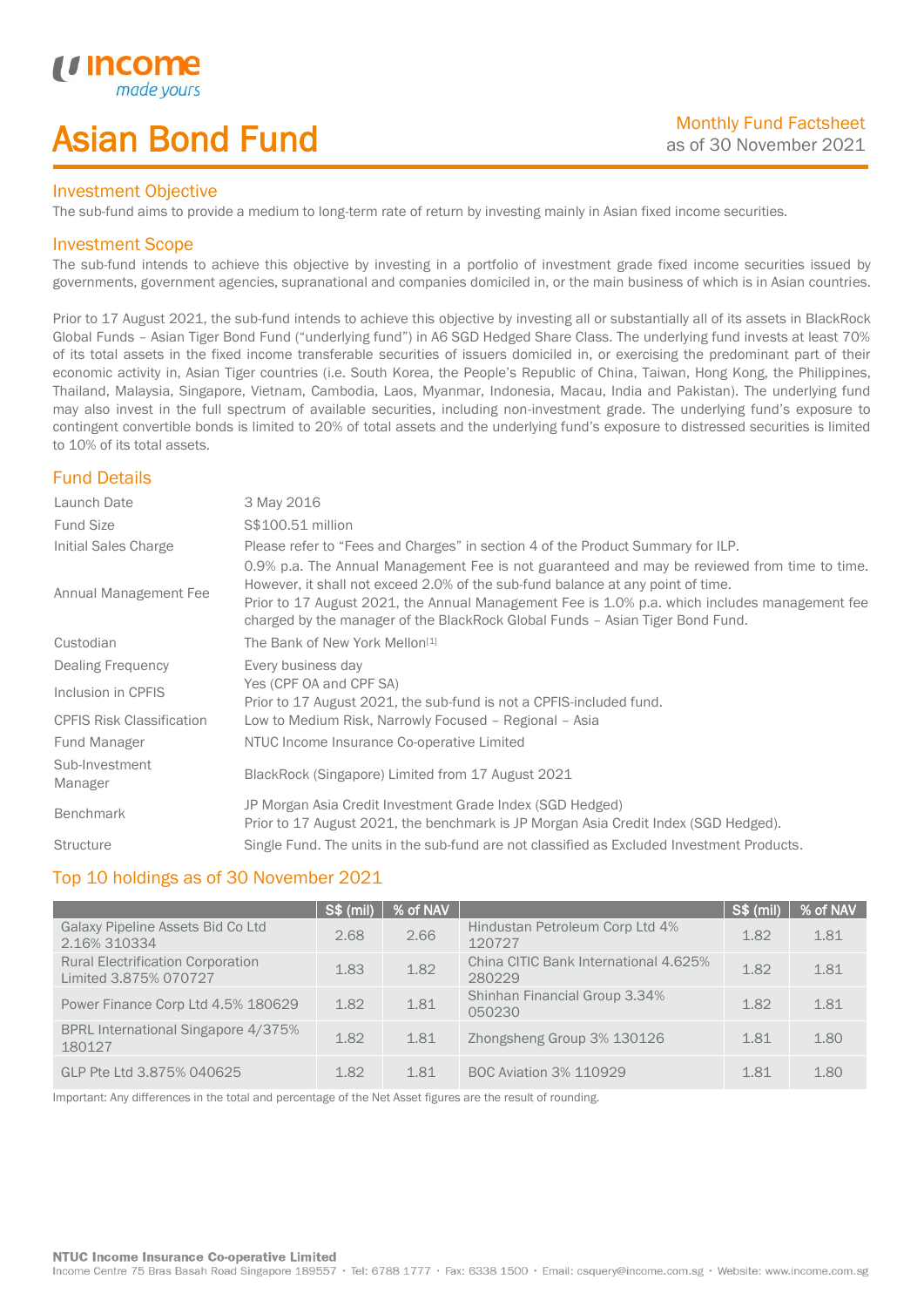# Asian Bond Fund

Monthly Fund Factsheet
as of 30 November 2021

## Investment Objective

The sub-fund aims to provide a medium to long-term rate of return by investing mainly in Asian fixed income securities.

## Investment Scope

The sub-fund intends to achieve this objective by investing in a portfolio of investment grade fixed income securities issued by governments, government agencies, supranational and companies domiciled in, or the main business of which is in Asian countries.

Prior to 17 August 2021, the sub-fund intends to achieve this objective by investing all or substantially all of its assets in BlackRock Global Funds – Asian Tiger Bond Fund ("underlying fund") in A6 SGD Hedged Share Class. The underlying fund invests at least 70% of its total assets in the fixed income transferable securities of issuers domiciled in, or exercising the predominant part of their economic activity in, Asian Tiger countries (i.e. South Korea, the People's Republic of China, Taiwan, Hong Kong, the Philippines, Thailand, Malaysia, Singapore, Vietnam, Cambodia, Laos, Myanmar, Indonesia, Macau, India and Pakistan). The underlying fund may also invest in the full spectrum of available securities, including non-investment grade. The underlying fund's exposure to contingent convertible bonds is limited to 20% of total assets and the underlying fund's exposure to distressed securities is limited to 10% of its total assets.

## Fund Details

| | |
|---|---|
| Launch Date | 3 May 2016 |
| Fund Size | S$100.51 million |
| Initial Sales Charge | Please refer to "Fees and Charges" in section 4 of the Product Summary for ILP. |
| Annual Management Fee | 0.9% p.a. The Annual Management Fee is not guaranteed and may be reviewed from time to time. However, it shall not exceed 2.0% of the sub-fund balance at any point of time. Prior to 17 August 2021, the Annual Management Fee is 1.0% p.a. which includes management fee charged by the manager of the BlackRock Global Funds – Asian Tiger Bond Fund. |
| Custodian | The Bank of New York Mellon[1] |
| Dealing Frequency | Every business day |
| Inclusion in CPFIS | Yes (CPF OA and CPF SA) Prior to 17 August 2021, the sub-fund is not a CPFIS-included fund. |
| CPFIS Risk Classification | Low to Medium Risk, Narrowly Focused – Regional – Asia |
| Fund Manager | NTUC Income Insurance Co-operative Limited |
| Sub-Investment Manager | BlackRock (Singapore) Limited from 17 August 2021 |
| Benchmark | JP Morgan Asia Credit Investment Grade Index (SGD Hedged) Prior to 17 August 2021, the benchmark is JP Morgan Asia Credit Index (SGD Hedged). |
| Structure | Single Fund. The units in the sub-fund are not classified as Excluded Investment Products. |

## Top 10 holdings as of 30 November 2021

| | S$ (mil) | % of NAV | | S$ (mil) | % of NAV |
|---|---|---|---|---|---|
| Galaxy Pipeline Assets Bid Co Ltd 2.16% 310334 | 2.68 | 2.66 | Hindustan Petroleum Corp Ltd 4% 120727 | 1.82 | 1.81 |
| Rural Electrification Corporation Limited 3.875% 070727 | 1.83 | 1.82 | China CITIC Bank International 4.625% 280229 | 1.82 | 1.81 |
| Power Finance Corp Ltd 4.5% 180629 | 1.82 | 1.81 | Shinhan Financial Group 3.34% 050230 | 1.82 | 1.81 |
| BPRL International Singapore 4/375% 180127 | 1.82 | 1.81 | Zhongsheng Group 3% 130126 | 1.81 | 1.80 |
| GLP Pte Ltd 3.875% 040625 | 1.82 | 1.81 | BOC Aviation 3% 110929 | 1.81 | 1.80 |

Important: Any differences in the total and percentage of the Net Asset figures are the result of rounding.

**NTUC Income Insurance Co-operative Limited**
Income Centre 75 Bras Basah Road Singapore 189557 • Tel: 6788 1777 • Fax: 6338 1500 • Email: csquery@income.com.sg • Website: www.income.com.sg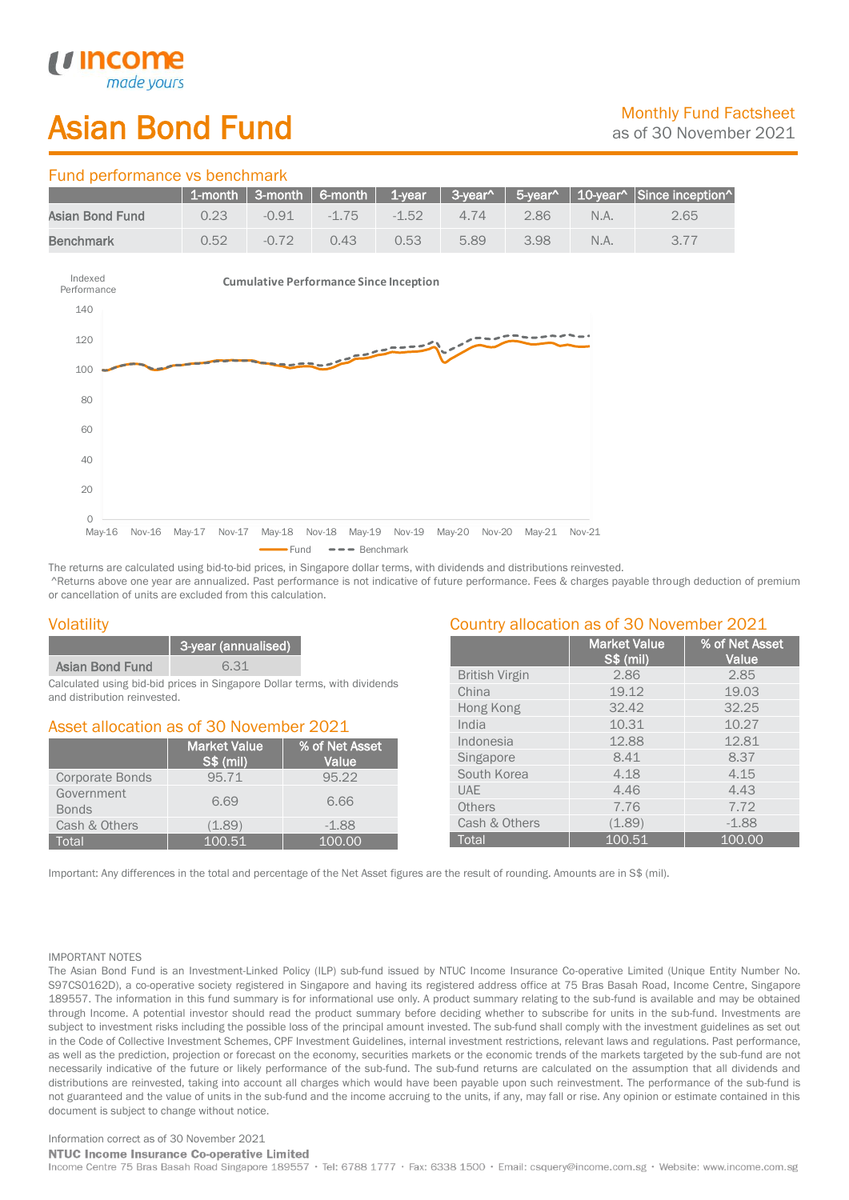# Asian Bond Fund

Monthly Fund Factsheet
as of 30 November 2021

## Fund performance vs benchmark

| | 1-month | 3-month | 6-month | 1-year | 3-year^ | 5-year^ | 10-year^ | Since inception^ |
|---|---|---|---|---|---|---|---|---|
| Asian Bond Fund | 0.23 | -0.91 | -1.75 | -1.52 | 4.74 | 2.86 | N.A. | 2.65 |
| Benchmark | 0.52 | -0.72 | 0.43 | 0.53 | 5.89 | 3.98 | N.A. | 3.77 |

Cumulative Performance Since Inception

Indexed Performance

140
120
100
80
60
40
20
0

May-16 Nov-16 May-17 Nov-17 May-18 Nov-18 May-19 Nov-19 May-20 Nov-20 May-21 Nov-21

Fund Benchmark

The returns are calculated using bid-to-bid prices, in Singapore dollar terms, with dividends and distributions reinvested.
^Returns above one year are annualized. Past performance is not indicative of future performance. Fees & charges payable through deduction of premium or cancellation of units are excluded from this calculation.

## Volatility

| | 3-year (annualised) |
|---|---|
| Asian Bond Fund | 6.31 |

Calculated using bid-bid prices in Singapore Dollar terms, with dividends and distribution reinvested.

## Asset allocation as of 30 November 2021

| | Market Value S$ (mil) | % of Net Asset Value |
|---|---|---|
| Corporate Bonds | 95.71 | 95.22 |
| Government Bonds | 6.69 | 6.66 |
| Cash & Others | (1.89) | -1.88 |
| Total | 100.51 | 100.00 |

## Country allocation as of 30 November 2021

| | Market Value S$ (mil) | % of Net Asset Value |
|---|---|---|
| British Virgin | 2.86 | 2.85 |
| China | 19.12 | 19.03 |
| Hong Kong | 32.42 | 32.25 |
| India | 10.31 | 10.27 |
| Indonesia | 12.88 | 12.81 |
| Singapore | 8.41 | 8.37 |
| South Korea | 4.18 | 4.15 |
| UAE | 4.46 | 4.43 |
| Others | 7.76 | 7.72 |
| Cash & Others | (1.89) | -1.88 |
| Total | 100.51 | 100.00 |

Important: Any differences in the total and percentage of the Net Asset figures are the result of rounding. Amounts are in S$ (mil).

IMPORTANT NOTES

The Asian Bond Fund is an Investment-Linked Policy (ILP) sub-fund issued by NTUC Income Insurance Co-operative Limited (Unique Entity Number No. S97CS0162D), a co-operative society registered in Singapore and having its registered address office at 75 Bras Basah Road, Income Centre, Singapore 189557. The information in this fund summary is for informational use only. A product summary relating to the sub-fund is available and may be obtained through Income. A potential investor should read the product summary before deciding whether to subscribe for units in the sub-fund. Investments are subject to investment risks including the possible loss of the principal amount invested. The sub-fund shall comply with the investment guidelines as set out in the Code of Collective Investment Schemes, CPF Investment Guidelines, internal investment restrictions, relevant laws and regulations. Past performance, as well as the prediction, projection or forecast on the economy, securities markets or the economic trends of the markets targeted by the sub-fund are not necessarily indicative of the future or likely performance of the sub-fund. The sub-fund returns are calculated on the assumption that all dividends and distributions are reinvested, taking into account all charges which would have been payable upon such reinvestment. The performance of the sub-fund is not guaranteed and the value of units in the sub-fund and the income accruing to the units, if any, may fall or rise. Any opinion or estimate contained in this document is subject to change without notice.

Information correct as of 30 November 2021

**NTUC Income Insurance Co-operative Limited**
Income Centre 75 Bras Basah Road Singapore 189557 • Tel: 6788 1777 • Fax: 6338 1500 • Email: csquery@income.com.sg • Website: www.income.com.sg